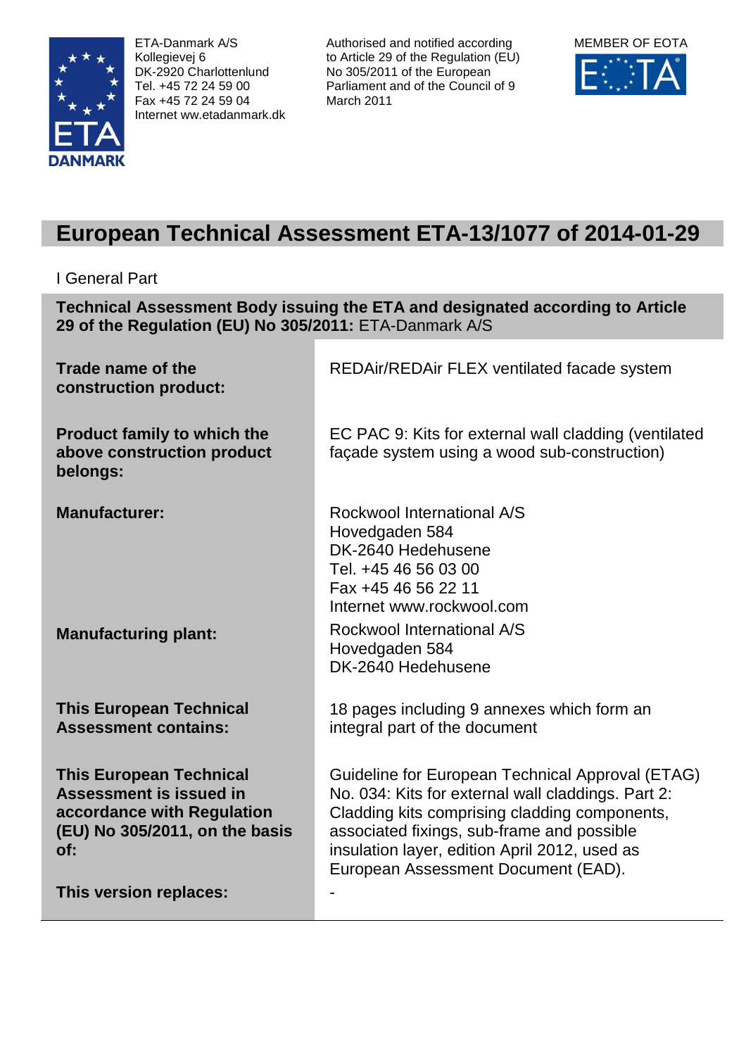ETA-Danmark A/S
Kollegievej 6
DK-2920 Charlottenlund
Tel. +45 72 24 59 00
Fax +45 72 24 59 04
Internet ww.etadanmark.dk

Authorised and notified according to Article 29 of the Regulation (EU) No 305/2011 of the European Parliament and of the Council of 9 March 2011

MEMBER OF EOTA

# European Technical Assessment ETA-13/1077 of 2014-01-29

I General Part

**Technical Assessment Body issuing the ETA and designated according to Article 29 of the Regulation (EU) No 305/2011:** ETA-Danmark A/S

| | |
|---|---|
| **Trade name of the construction product:** | REDAir/REDAir FLEX ventilated facade system |
| **Product family to which the above construction product belongs:** | EC PAC 9: Kits for external wall cladding (ventilated façade system using a wood sub-construction) |
| **Manufacturer:** | Rockwool International A/S<br>Hovedgaden 584<br>DK-2640 Hedehusene<br>Tel. +45 46 56 03 00<br>Fax +45 46 56 22 11<br>Internet www.rockwool.com |
| **Manufacturing plant:** | Rockwool International A/S<br>Hovedgaden 584<br>DK-2640 Hedehusene |
| **This European Technical Assessment contains:** | 18 pages including 9 annexes which form an integral part of the document |
| **This European Technical Assessment is issued in accordance with Regulation (EU) No 305/2011, on the basis of:** | Guideline for European Technical Approval (ETAG) No. 034: Kits for external wall claddings. Part 2: Cladding kits comprising cladding components, associated fixings, sub-frame and possible insulation layer, edition April 2012, used as European Assessment Document (EAD). |
| **This version replaces:** | - |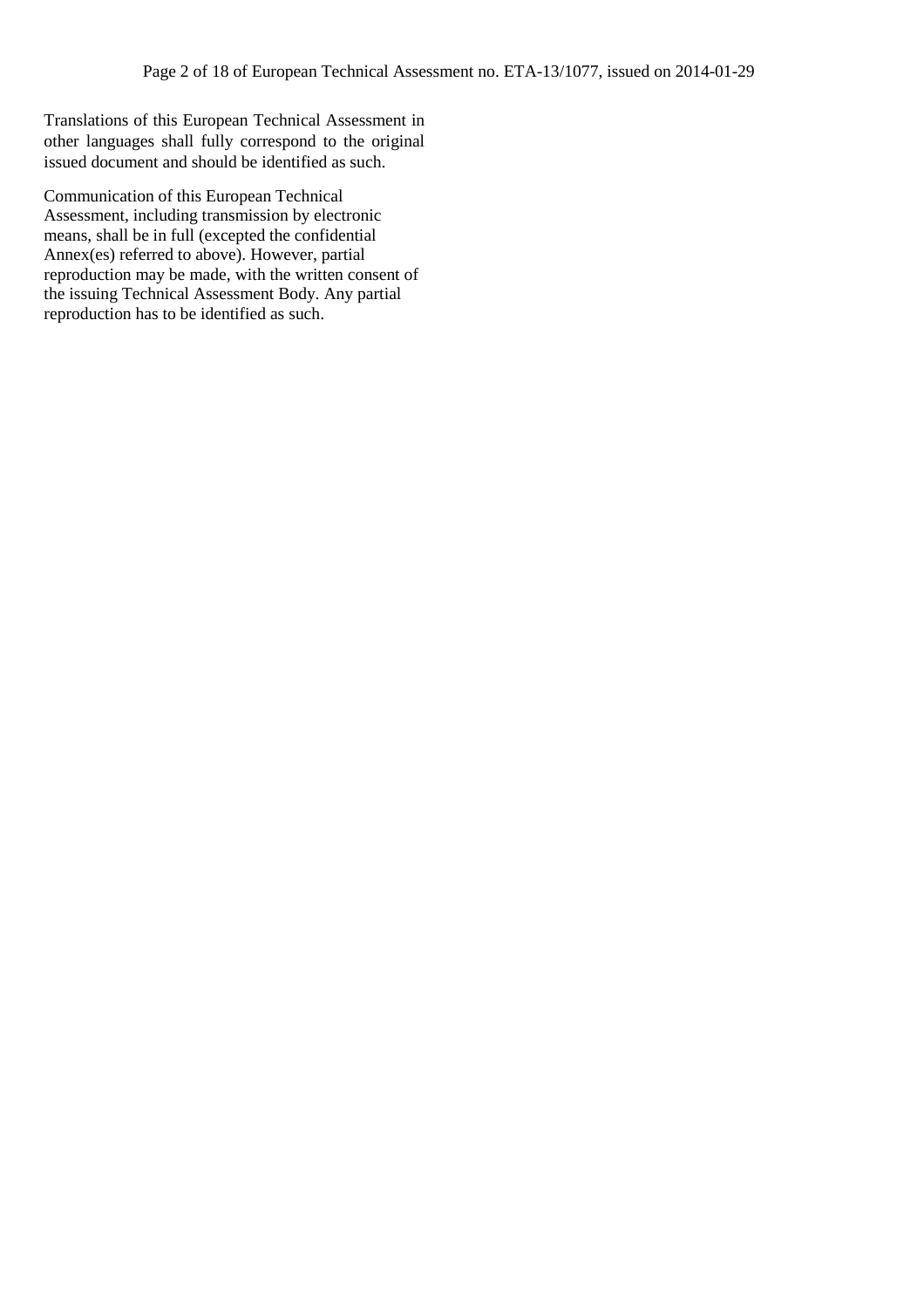Translations of this European Technical Assessment in other languages shall fully correspond to the original issued document and should be identified as such.

Communication of this European Technical Assessment, including transmission by electronic means, shall be in full (excepted the confidential Annex(es) referred to above). However, partial reproduction may be made, with the written consent of the issuing Technical Assessment Body. Any partial reproduction has to be identified as such.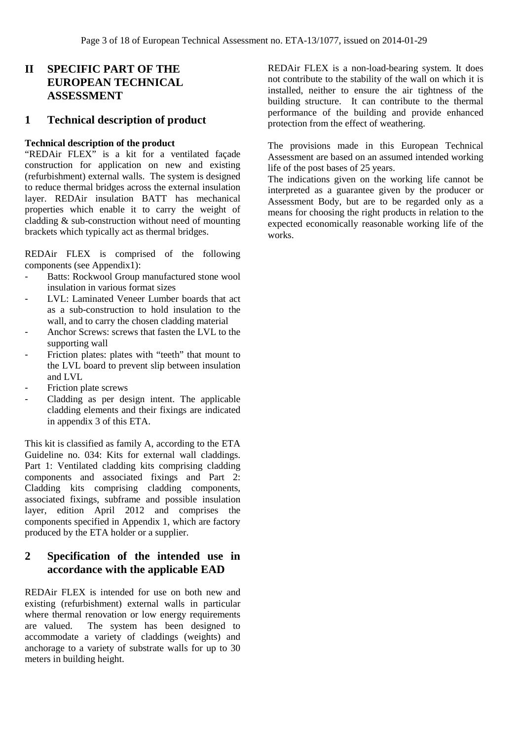# II SPECIFIC PART OF THE EUROPEAN TECHNICAL ASSESSMENT

## 1 Technical description of product

**Technical description of the product**

"REDAir FLEX" is a kit for a ventilated façade construction for application on new and existing (refurbishment) external walls. The system is designed to reduce thermal bridges across the external insulation layer. REDAir insulation BATT has mechanical properties which enable it to carry the weight of cladding & sub-construction without need of mounting brackets which typically act as thermal bridges.

REDAir FLEX is comprised of the following components (see Appendix1):

- Batts: Rockwool Group manufactured stone wool insulation in various format sizes
- LVL: Laminated Veneer Lumber boards that act as a sub-construction to hold insulation to the wall, and to carry the chosen cladding material
- Anchor Screws: screws that fasten the LVL to the supporting wall
- Friction plates: plates with "teeth" that mount to the LVL board to prevent slip between insulation and LVL
- Friction plate screws
- Cladding as per design intent. The applicable cladding elements and their fixings are indicated in appendix 3 of this ETA.

This kit is classified as family A, according to the ETA Guideline no. 034: Kits for external wall claddings. Part 1: Ventilated cladding kits comprising cladding components and associated fixings and Part 2: Cladding kits comprising cladding components, associated fixings, subframe and possible insulation layer, edition April 2012 and comprises the components specified in Appendix 1, which are factory produced by the ETA holder or a supplier.

## 2 Specification of the intended use in accordance with the applicable EAD

REDAir FLEX is intended for use on both new and existing (refurbishment) external walls in particular where thermal renovation or low energy requirements are valued. The system has been designed to accommodate a variety of claddings (weights) and anchorage to a variety of substrate walls for up to 30 meters in building height.

REDAir FLEX is a non-load-bearing system. It does not contribute to the stability of the wall on which it is installed, neither to ensure the air tightness of the building structure. It can contribute to the thermal performance of the building and provide enhanced protection from the effect of weathering.

The provisions made in this European Technical Assessment are based on an assumed intended working life of the post bases of 25 years.

The indications given on the working life cannot be interpreted as a guarantee given by the producer or Assessment Body, but are to be regarded only as a means for choosing the right products in relation to the expected economically reasonable working life of the works.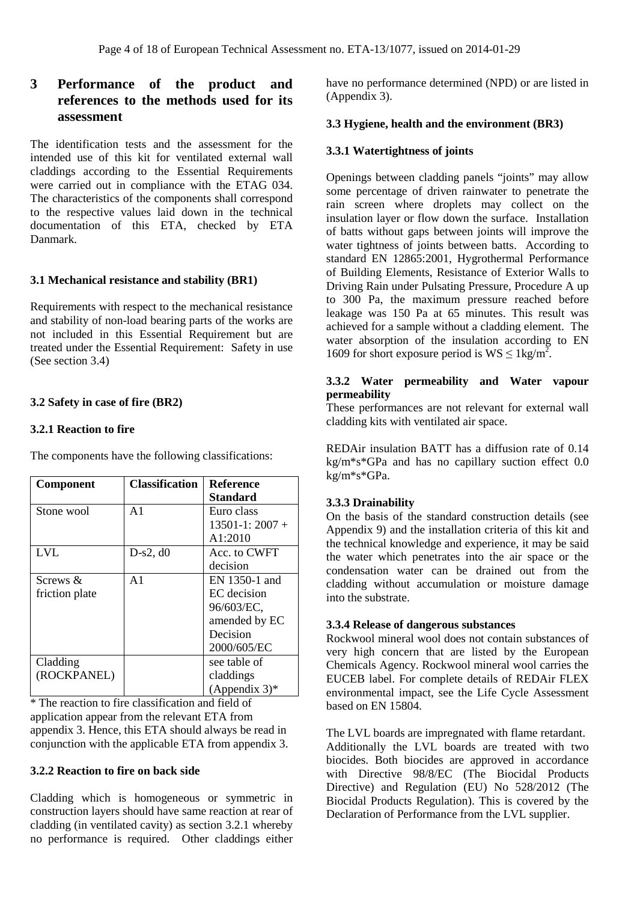## 3 Performance of the product and references to the methods used for its assessment

The identification tests and the assessment for the intended use of this kit for ventilated external wall claddings according to the Essential Requirements were carried out in compliance with the ETAG 034. The characteristics of the components shall correspond to the respective values laid down in the technical documentation of this ETA, checked by ETA Danmark.

### 3.1 Mechanical resistance and stability (BR1)

Requirements with respect to the mechanical resistance and stability of non-load bearing parts of the works are not included in this Essential Requirement but are treated under the Essential Requirement: Safety in use (See section 3.4)

### 3.2 Safety in case of fire (BR2)

#### 3.2.1 Reaction to fire

The components have the following classifications:

| Component | Classification | Reference Standard |
|---|---|---|
| Stone wool | A1 | Euro class 13501-1: 2007 + A1:2010 |
| LVL | D-s2, d0 | Acc. to CWFT decision |
| Screws & friction plate | A1 | EN 1350-1 and EC decision 96/603/EC, amended by EC Decision 2000/605/EC |
| Cladding (ROCKPANEL) | | see table of claddings (Appendix 3)* |

\* The reaction to fire classification and field of application appear from the relevant ETA from appendix 3. Hence, this ETA should always be read in conjunction with the applicable ETA from appendix 3.

#### 3.2.2 Reaction to fire on back side

Cladding which is homogeneous or symmetric in construction layers should have same reaction at rear of cladding (in ventilated cavity) as section 3.2.1 whereby no performance is required. Other claddings either have no performance determined (NPD) or are listed in (Appendix 3).

### 3.3 Hygiene, health and the environment (BR3)

#### 3.3.1 Watertightness of joints

Openings between cladding panels "joints" may allow some percentage of driven rainwater to penetrate the rain screen where droplets may collect on the insulation layer or flow down the surface. Installation of batts without gaps between joints will improve the water tightness of joints between batts. According to standard EN 12865:2001, Hygrothermal Performance of Building Elements, Resistance of Exterior Walls to Driving Rain under Pulsating Pressure, Procedure A up to 300 Pa, the maximum pressure reached before leakage was 150 Pa at 65 minutes. This result was achieved for a sample without a cladding element. The water absorption of the insulation according to EN 1609 for short exposure period is $WS \leq 1kg/m^2$.

#### 3.3.2 Water permeability and Water vapour permeability

These performances are not relevant for external wall cladding kits with ventilated air space.

REDAir insulation BATT has a diffusion rate of 0.14 kg/m*s*GPa and has no capillary suction effect 0.0 kg/m*s*GPa.

#### 3.3.3 Drainability

On the basis of the standard construction details (see Appendix 9) and the installation criteria of this kit and the technical knowledge and experience, it may be said the water which penetrates into the air space or the condensation water can be drained out from the cladding without accumulation or moisture damage into the substrate.

#### 3.3.4 Release of dangerous substances

Rockwool mineral wool does not contain substances of very high concern that are listed by the European Chemicals Agency. Rockwool mineral wool carries the EUCEB label. For complete details of REDAir FLEX environmental impact, see the Life Cycle Assessment based on EN 15804.

The LVL boards are impregnated with flame retardant. Additionally the LVL boards are treated with two biocides. Both biocides are approved in accordance with Directive 98/8/EC (The Biocidal Products Directive) and Regulation (EU) No 528/2012 (The Biocidal Products Regulation). This is covered by the Declaration of Performance from the LVL supplier.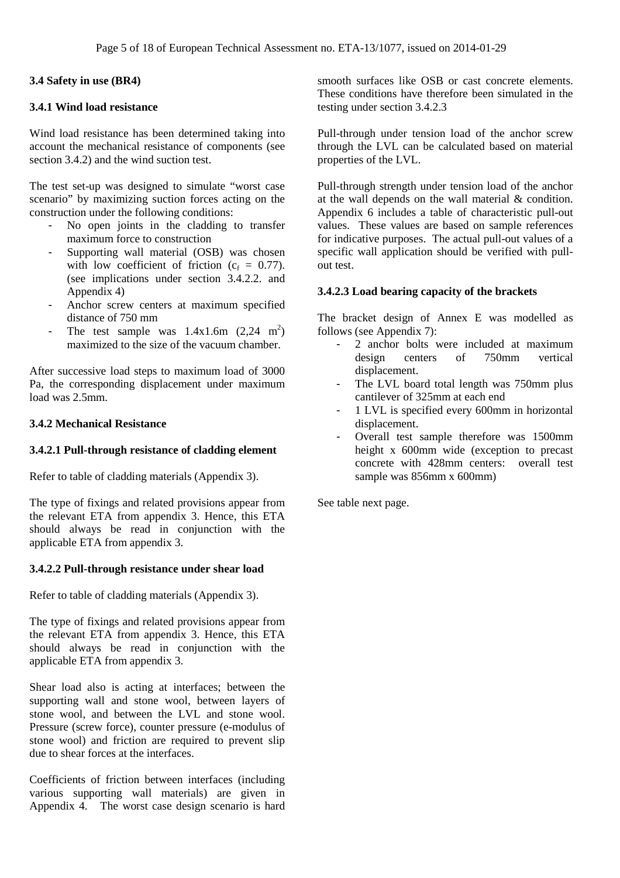### 3.4 Safety in use (BR4)

### 3.4.1 Wind load resistance

Wind load resistance has been determined taking into account the mechanical resistance of components (see section 3.4.2) and the wind suction test.

The test set-up was designed to simulate "worst case scenario" by maximizing suction forces acting on the construction under the following conditions:

- No open joints in the cladding to transfer maximum force to construction
- Supporting wall material (OSB) was chosen with low coefficient of friction ($c_f$ = 0.77). (see implications under section 3.4.2.2. and Appendix 4)
- Anchor screw centers at maximum specified distance of 750 mm
- The test sample was 1.4x1.6m (2,24 $m^2$) maximized to the size of the vacuum chamber.

After successive load steps to maximum load of 3000 Pa, the corresponding displacement under maximum load was 2.5mm.

### 3.4.2 Mechanical Resistance

### 3.4.2.1 Pull-through resistance of cladding element

Refer to table of cladding materials (Appendix 3).

The type of fixings and related provisions appear from the relevant ETA from appendix 3. Hence, this ETA should always be read in conjunction with the applicable ETA from appendix 3.

### 3.4.2.2 Pull-through resistance under shear load

Refer to table of cladding materials (Appendix 3).

The type of fixings and related provisions appear from the relevant ETA from appendix 3. Hence, this ETA should always be read in conjunction with the applicable ETA from appendix 3.

Shear load also is acting at interfaces; between the supporting wall and stone wool, between layers of stone wool, and between the LVL and stone wool. Pressure (screw force), counter pressure (e-modulus of stone wool) and friction are required to prevent slip due to shear forces at the interfaces.

Coefficients of friction between interfaces (including various supporting wall materials) are given in Appendix 4. The worst case design scenario is hard smooth surfaces like OSB or cast concrete elements. These conditions have therefore been simulated in the testing under section 3.4.2.3

Pull-through under tension load of the anchor screw through the LVL can be calculated based on material properties of the LVL.

Pull-through strength under tension load of the anchor at the wall depends on the wall material & condition. Appendix 6 includes a table of characteristic pull-out values. These values are based on sample references for indicative purposes. The actual pull-out values of a specific wall application should be verified with pull-out test.

### 3.4.2.3 Load bearing capacity of the brackets

The bracket design of Annex E was modelled as follows (see Appendix 7):

- 2 anchor bolts were included at maximum design centers of 750mm vertical displacement.
- The LVL board total length was 750mm plus cantilever of 325mm at each end
- 1 LVL is specified every 600mm in horizontal displacement.
- Overall test sample therefore was 1500mm height x 600mm wide (exception to precast concrete with 428mm centers: overall test sample was 856mm x 600mm)

See table next page.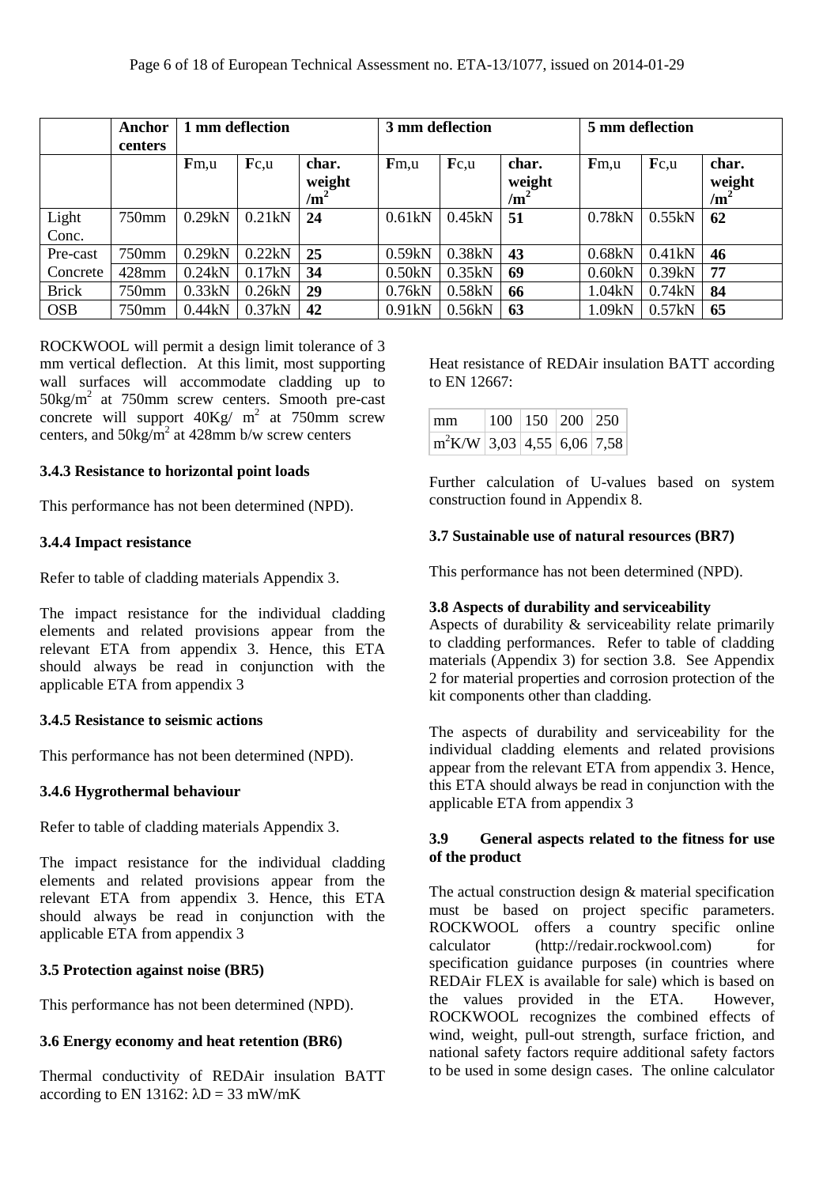| | Anchor centers | 1 mm deflection | | | 3 mm deflection | | | 5 mm deflection | | |
|---|---|---|---|---|---|---|---|---|---|---|
| | | **F**m,u | **F**c,u | char. weight /m² | **F**m,u | **F**c,u | char. weight /m² | **F**m,u | **F**c,u | char. weight /m² |
| Light Conc. | 750mm | 0.29kN | 0.21kN | **24** | 0.61kN | 0.45kN | **51** | 0.78kN | 0.55kN | **62** |
| Pre-cast | 750mm | 0.29kN | 0.22kN | **25** | 0.59kN | 0.38kN | **43** | 0.68kN | 0.41kN | **46** |
| Concrete | 428mm | 0.24kN | 0.17kN | **34** | 0.50kN | 0.35kN | **69** | 0.60kN | 0.39kN | **77** |
| Brick | 750mm | 0.33kN | 0.26kN | **29** | 0.76kN | 0.58kN | **66** | 1.04kN | 0.74kN | **84** |
| OSB | 750mm | 0.44kN | 0.37kN | **42** | 0.91kN | 0.56kN | **63** | 1.09kN | 0.57kN | **65** |

ROCKWOOL will permit a design limit tolerance of 3 mm vertical deflection. At this limit, most supporting wall surfaces will accommodate cladding up to 50kg/m² at 750mm screw centers. Smooth pre-cast concrete will support 40Kg/ m² at 750mm screw centers, and 50kg/m² at 428mm b/w screw centers

### 3.4.3 Resistance to horizontal point loads

This performance has not been determined (NPD).

### 3.4.4 Impact resistance

Refer to table of cladding materials Appendix 3.

The impact resistance for the individual cladding elements and related provisions appear from the relevant ETA from appendix 3. Hence, this ETA should always be read in conjunction with the applicable ETA from appendix 3

### 3.4.5 Resistance to seismic actions

This performance has not been determined (NPD).

### 3.4.6 Hygrothermal behaviour

Refer to table of cladding materials Appendix 3.

The impact resistance for the individual cladding elements and related provisions appear from the relevant ETA from appendix 3. Hence, this ETA should always be read in conjunction with the applicable ETA from appendix 3

### 3.5 Protection against noise (BR5)

This performance has not been determined (NPD).

### 3.6 Energy economy and heat retention (BR6)

Thermal conductivity of REDAir insulation BATT according to EN 13162: $\lambda D$ = 33 mW/mK

Heat resistance of REDAir insulation BATT according to EN 12667:

| mm | 100 | 150 | 200 | 250 |
|---|---|---|---|---|
| m²K/W | 3,03 | 4,55 | 6,06 | 7,58 |

Further calculation of U-values based on system construction found in Appendix 8.

### 3.7 Sustainable use of natural resources (BR7)

This performance has not been determined (NPD).

### 3.8 Aspects of durability and serviceability

Aspects of durability & serviceability relate primarily to cladding performances. Refer to table of cladding materials (Appendix 3) for section 3.8. See Appendix 2 for material properties and corrosion protection of the kit components other than cladding.

The aspects of durability and serviceability for the individual cladding elements and related provisions appear from the relevant ETA from appendix 3. Hence, this ETA should always be read in conjunction with the applicable ETA from appendix 3

### 3.9 General aspects related to the fitness for use of the product

The actual construction design & material specification must be based on project specific parameters. ROCKWOOL offers a country specific online calculator (http://redair.rockwool.com) for specification guidance purposes (in countries where REDAir FLEX is available for sale) which is based on the values provided in the ETA. However, ROCKWOOL recognizes the combined effects of wind, weight, pull-out strength, surface friction, and national safety factors require additional safety factors to be used in some design cases. The online calculator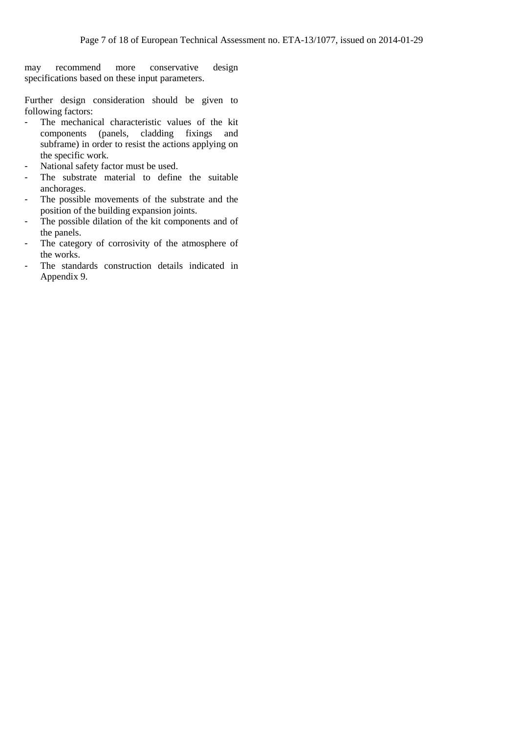may recommend more conservative design specifications based on these input parameters.

Further design consideration should be given to following factors:

- The mechanical characteristic values of the kit components (panels, cladding fixings and subframe) in order to resist the actions applying on the specific work.
- National safety factor must be used.
- The substrate material to define the suitable anchorages.
- The possible movements of the substrate and the position of the building expansion joints.
- The possible dilation of the kit components and of the panels.
- The category of corrosivity of the atmosphere of the works.
- The standards construction details indicated in Appendix 9.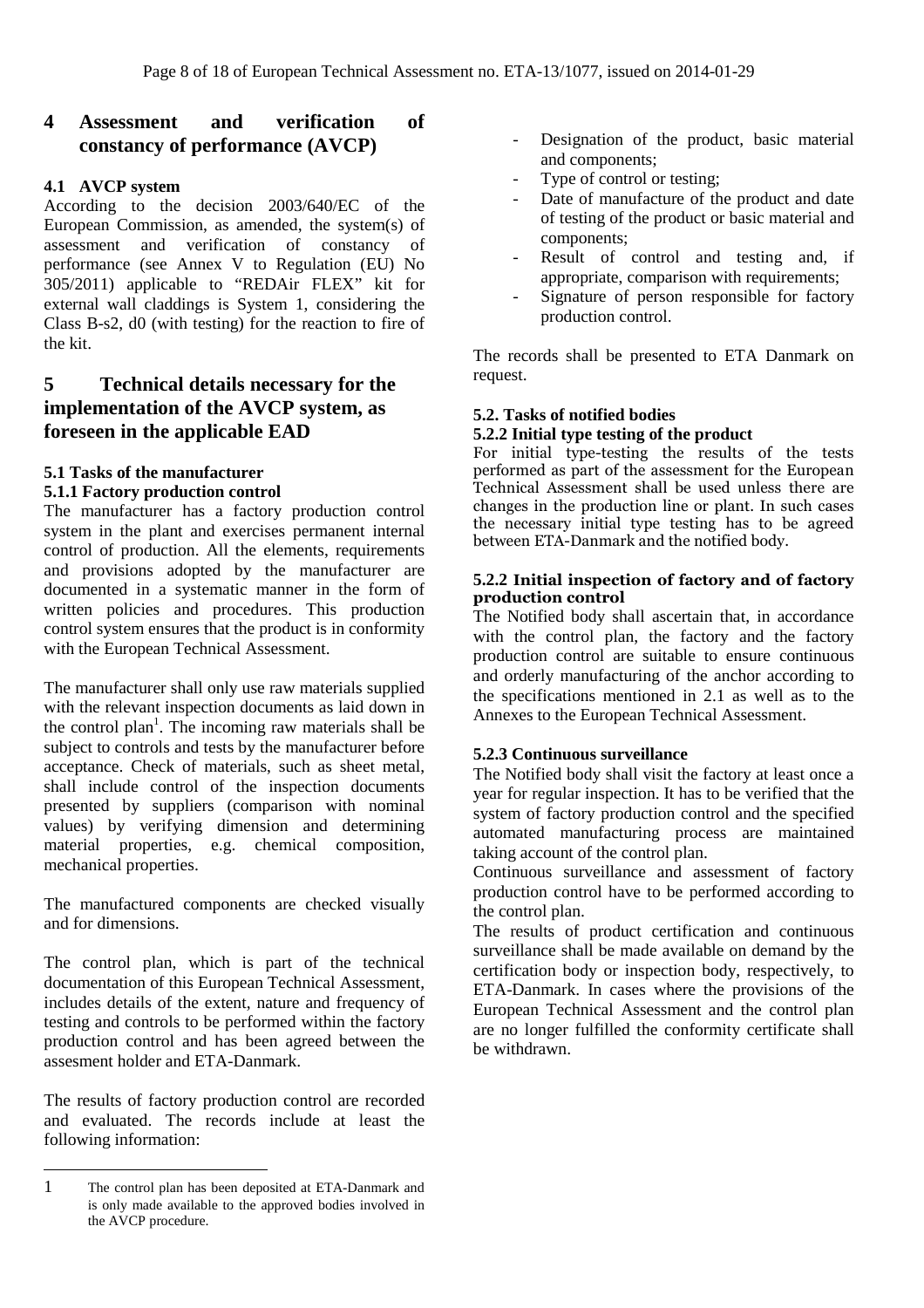## 4 Assessment and verification of constancy of performance (AVCP)

### 4.1 AVCP system

According to the decision 2003/640/EC of the European Commission, as amended, the system(s) of assessment and verification of constancy of performance (see Annex V to Regulation (EU) No 305/2011) applicable to "REDAir FLEX" kit for external wall claddings is System 1, considering the Class B-s2, d0 (with testing) for the reaction to fire of the kit.

## 5 Technical details necessary for the implementation of the AVCP system, as foreseen in the applicable EAD

### 5.1 Tasks of the manufacturer

#### 5.1.1 Factory production control

The manufacturer has a factory production control system in the plant and exercises permanent internal control of production. All the elements, requirements and provisions adopted by the manufacturer are documented in a systematic manner in the form of written policies and procedures. This production control system ensures that the product is in conformity with the European Technical Assessment.

The manufacturer shall only use raw materials supplied with the relevant inspection documents as laid down in the control plan[1]. The incoming raw materials shall be subject to controls and tests by the manufacturer before acceptance. Check of materials, such as sheet metal, shall include control of the inspection documents presented by suppliers (comparison with nominal values) by verifying dimension and determining material properties, e.g. chemical composition, mechanical properties.

The manufactured components are checked visually and for dimensions.

The control plan, which is part of the technical documentation of this European Technical Assessment, includes details of the extent, nature and frequency of testing and controls to be performed within the factory production control and has been agreed between the assesment holder and ETA-Danmark.

The results of factory production control are recorded and evaluated. The records include at least the following information:

- Designation of the product, basic material and components;
- Type of control or testing;
- Date of manufacture of the product and date of testing of the product or basic material and components;
- Result of control and testing and, if appropriate, comparison with requirements;
- Signature of person responsible for factory production control.

The records shall be presented to ETA Danmark on request.

### 5.2. Tasks of notified bodies

#### 5.2.2 Initial type testing of the product

For initial type-testing the results of the tests performed as part of the assessment for the European Technical Assessment shall be used unless there are changes in the production line or plant. In such cases the necessary initial type testing has to be agreed between ETA-Danmark and the notified body.

#### 5.2.2 Initial inspection of factory and of factory production control

The Notified body shall ascertain that, in accordance with the control plan, the factory and the factory production control are suitable to ensure continuous and orderly manufacturing of the anchor according to the specifications mentioned in 2.1 as well as to the Annexes to the European Technical Assessment.

#### 5.2.3 Continuous surveillance

The Notified body shall visit the factory at least once a year for regular inspection. It has to be verified that the system of factory production control and the specified automated manufacturing process are maintained taking account of the control plan.

Continuous surveillance and assessment of factory production control have to be performed according to the control plan.

The results of product certification and continuous surveillance shall be made available on demand by the certification body or inspection body, respectively, to ETA-Danmark. In cases where the provisions of the European Technical Assessment and the control plan are no longer fulfilled the conformity certificate shall be withdrawn.

---

[1] The control plan has been deposited at ETA-Danmark and is only made available to the approved bodies involved in the AVCP procedure.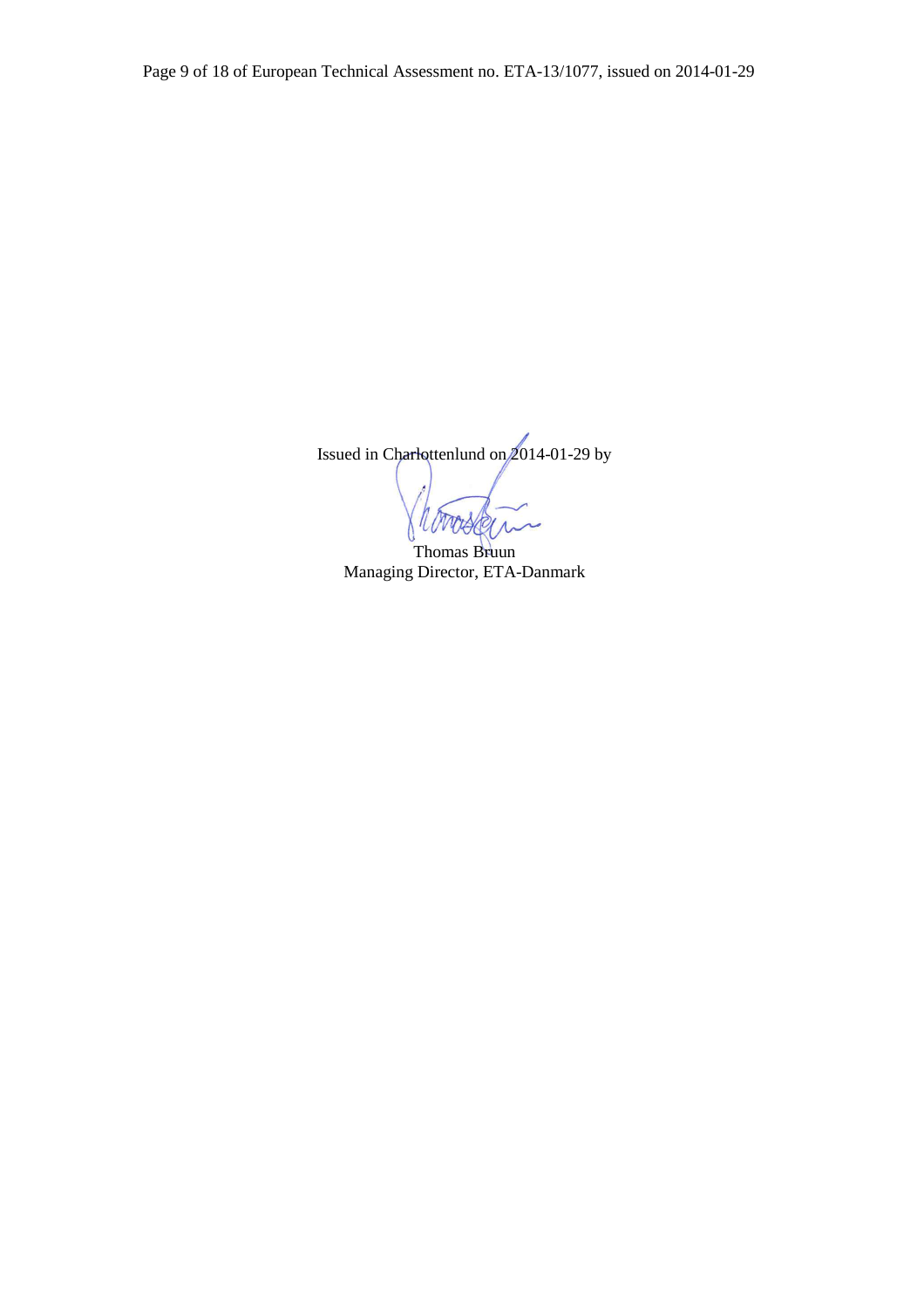Issued in Charlottenlund on 2014-01-29 by

Thomas Bruun
Managing Director, ETA-Danmark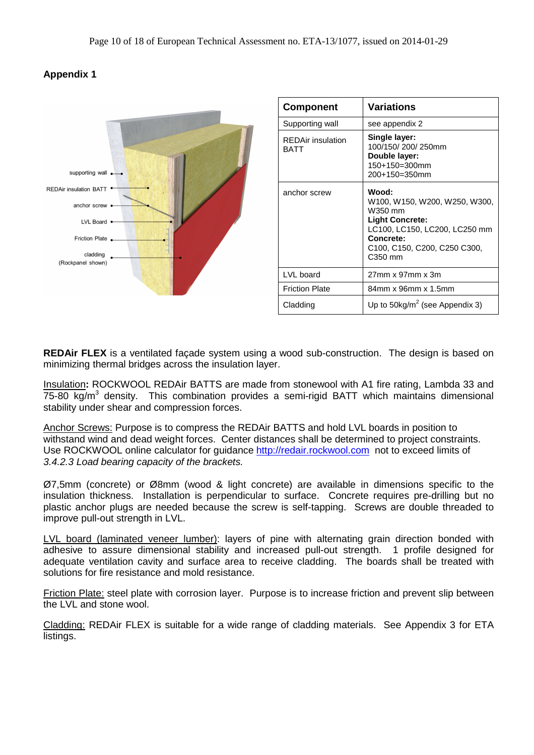## Appendix 1

supporting wall

REDAir insulation BATT

anchor screw

LVL Board

Friction Plate

cladding (Rockpanel shown)

| Component | Variations |
|---|---|
| Supporting wall | see appendix 2 |
| REDAir insulation BATT | **Single layer:** 100/150/ 200/ 250mm **Double layer:** 150+150=300mm 200+150=350mm |
| anchor screw | **Wood:** W100, W150, W200, W250, W300, W350 mm **Light Concrete:** LC100, LC150, LC200, LC250 mm **Concrete:** C100, C150, C200, C250 C300, C350 mm |
| LVL board | 27mm x 97mm x 3m |
| Friction Plate | 84mm x 96mm x 1.5mm |
| Cladding | Up to 50kg/$m^2$ (see Appendix 3) |

**REDAir FLEX** is a ventilated façade system using a wood sub-construction. The design is based on minimizing thermal bridges across the insulation layer.

Insulation**:** ROCKWOOL REDAir BATTS are made from stonewool with A1 fire rating, Lambda 33 and 75-80 kg/$m^3$ density. This combination provides a semi-rigid BATT which maintains dimensional stability under shear and compression forces.

Anchor Screws: Purpose is to compress the REDAir BATTS and hold LVL boards in position to withstand wind and dead weight forces. Center distances shall be determined to project constraints. Use ROCKWOOL online calculator for guidance http://redair.rockwool.com not to exceed limits of *3.4.2.3 Load bearing capacity of the brackets.*

Ø7,5mm (concrete) or Ø8mm (wood & light concrete) are available in dimensions specific to the insulation thickness. Installation is perpendicular to surface. Concrete requires pre-drilling but no plastic anchor plugs are needed because the screw is self-tapping. Screws are double threaded to improve pull-out strength in LVL.

LVL board (laminated veneer lumber): layers of pine with alternating grain direction bonded with adhesive to assure dimensional stability and increased pull-out strength. 1 profile designed for adequate ventilation cavity and surface area to receive cladding. The boards shall be treated with solutions for fire resistance and mold resistance.

Friction Plate: steel plate with corrosion layer. Purpose is to increase friction and prevent slip between the LVL and stone wool.

Cladding: REDAir FLEX is suitable for a wide range of cladding materials. See Appendix 3 for ETA listings.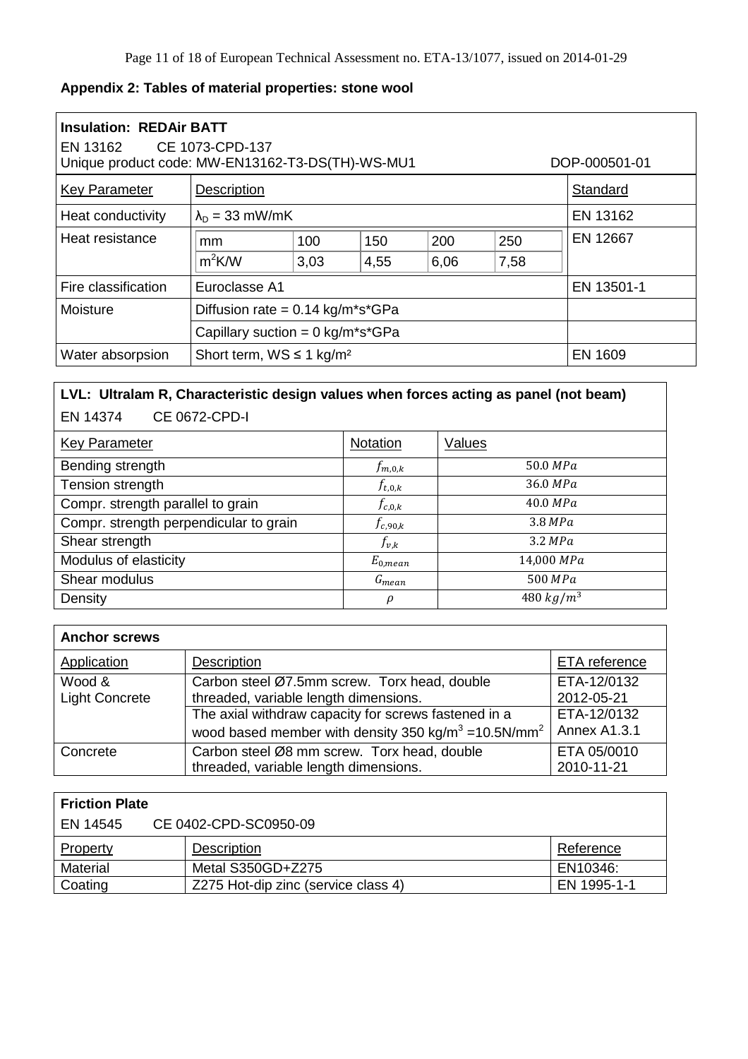## Appendix 2: Tables of material properties: stone wool

| **Insulation: REDAir BATT**<br>EN 13162 CE 1073-CPD-137<br>Unique product code: MW-EN13162-T3-DS(TH)-WS-MU1 | | | | | | DOP-000501-01 |
|---|---|---|---|---|---|---|
| Key Parameter | Description | | | | | Standard |
| Heat conductivity | $\lambda_D$ = 33 mW/mK | | | | | EN 13162 |
| Heat resistance | mm | 100 | 150 | 200 | 250 | EN 12667 |
| | $m^2K/W$ | 3,03 | 4,55 | 6,06 | 7,58 | |
| Fire classification | Euroclasse A1 | | | | | EN 13501-1 |
| Moisture | Diffusion rate = 0.14 kg/m*s*GPa | | | | | |
| | Capillary suction = 0 kg/m*s*GPa | | | | | |
| Water absorpsion | Short term, WS ≤ 1 kg/m² | | | | | EN 1609 |

| **LVL: Ultralam R, Characteristic design values when forces acting as panel (not beam)**<br>EN 14374 CE 0672-CPD-I | | |
|---|---|---|
| Key Parameter | Notation | Values |
| Bending strength | $f_{m,0,k}$ | $50.0\ MPa$ |
| Tension strength | $f_{t,0,k}$ | $36.0\ MPa$ |
| Compr. strength parallel to grain | $f_{c,0,k}$ | $40.0\ MPa$ |
| Compr. strength perpendicular to grain | $f_{c,90,k}$ | $3.8\ MPa$ |
| Shear strength | $f_{v,k}$ | $3.2\ MPa$ |
| Modulus of elasticity | $E_{0,mean}$ | $14{,}000\ MPa$ |
| Shear modulus | $G_{mean}$ | $500\ MPa$ |
| Density | $\rho$ | $480\ kg/m^3$ |

| **Anchor screws** | | |
|---|---|---|
| Application | Description | ETA reference |
| Wood & Light Concrete | Carbon steel Ø7.5mm screw. Torx head, double threaded, variable length dimensions. | ETA-12/0132 2012-05-21 |
| | The axial withdraw capacity for screws fastened in a wood based member with density 350 kg/m³ =10.5N/mm² | ETA-12/0132 Annex A1.3.1 |
| Concrete | Carbon steel Ø8 mm screw. Torx head, double threaded, variable length dimensions. | ETA 05/0010 2010-11-21 |

| **Friction Plate**<br>EN 14545 CE 0402-CPD-SC0950-09 | | |
|---|---|---|
| Property | Description | Reference |
| Material | Metal S350GD+Z275 | EN10346: |
| Coating | Z275 Hot-dip zinc (service class 4) | EN 1995-1-1 |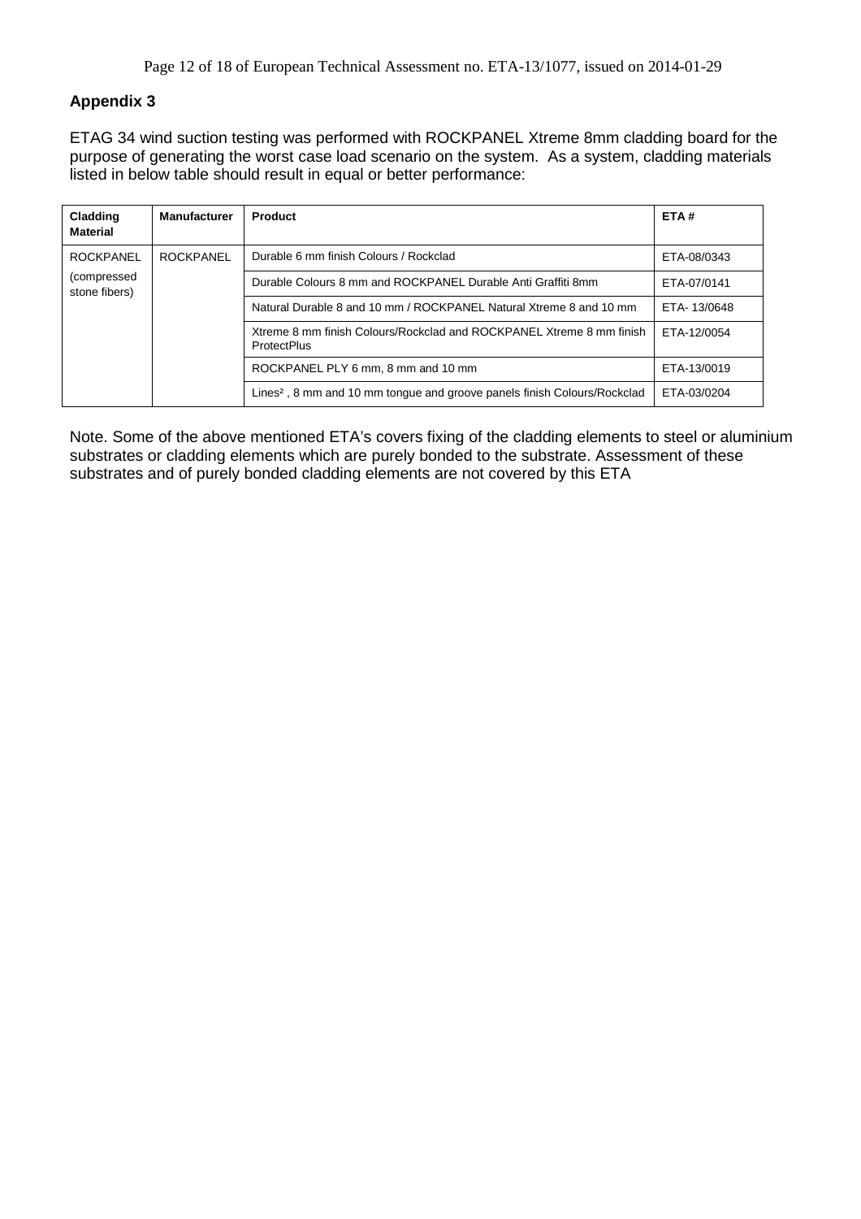## Appendix 3

ETAG 34 wind suction testing was performed with ROCKPANEL Xtreme 8mm cladding board for the purpose of generating the worst case load scenario on the system. As a system, cladding materials listed in below table should result in equal or better performance:

| Cladding Material | Manufacturer | Product | ETA # |
|---|---|---|---|
| ROCKPANEL (compressed stone fibers) | ROCKPANEL | Durable 6 mm finish Colours / Rockclad | ETA-08/0343 |
| | | Durable Colours 8 mm and ROCKPANEL Durable Anti Graffiti 8mm | ETA-07/0141 |
| | | Natural Durable 8 and 10 mm / ROCKPANEL Natural Xtreme 8 and 10 mm | ETA- 13/0648 |
| | | Xtreme 8 mm finish Colours/Rockclad and ROCKPANEL Xtreme 8 mm finish ProtectPlus | ETA-12/0054 |
| | | ROCKPANEL PLY 6 mm, 8 mm and 10 mm | ETA-13/0019 |
| | | Lines², 8 mm and 10 mm tongue and groove panels finish Colours/Rockclad | ETA-03/0204 |

Note. Some of the above mentioned ETA's covers fixing of the cladding elements to steel or aluminium substrates or cladding elements which are purely bonded to the substrate. Assessment of these substrates and of purely bonded cladding elements are not covered by this ETA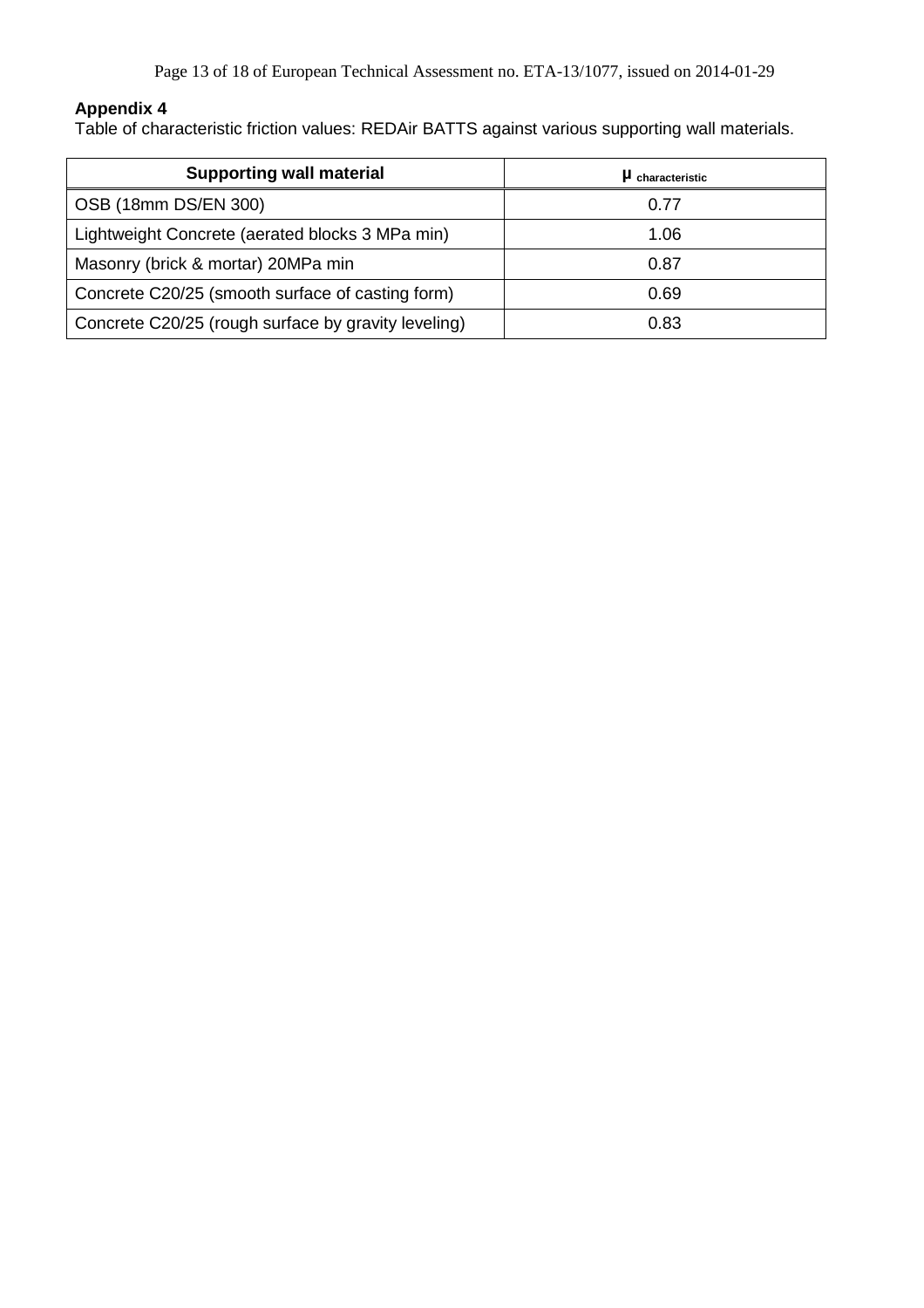**Appendix 4**

Table of characteristic friction values: REDAir BATTS against various supporting wall materials.

| Supporting wall material | $\mu_{characteristic}$ |
|---|---|
| OSB (18mm DS/EN 300) | 0.77 |
| Lightweight Concrete (aerated blocks 3 MPa min) | 1.06 |
| Masonry (brick & mortar) 20MPa min | 0.87 |
| Concrete C20/25 (smooth surface of casting form) | 0.69 |
| Concrete C20/25 (rough surface by gravity leveling) | 0.83 |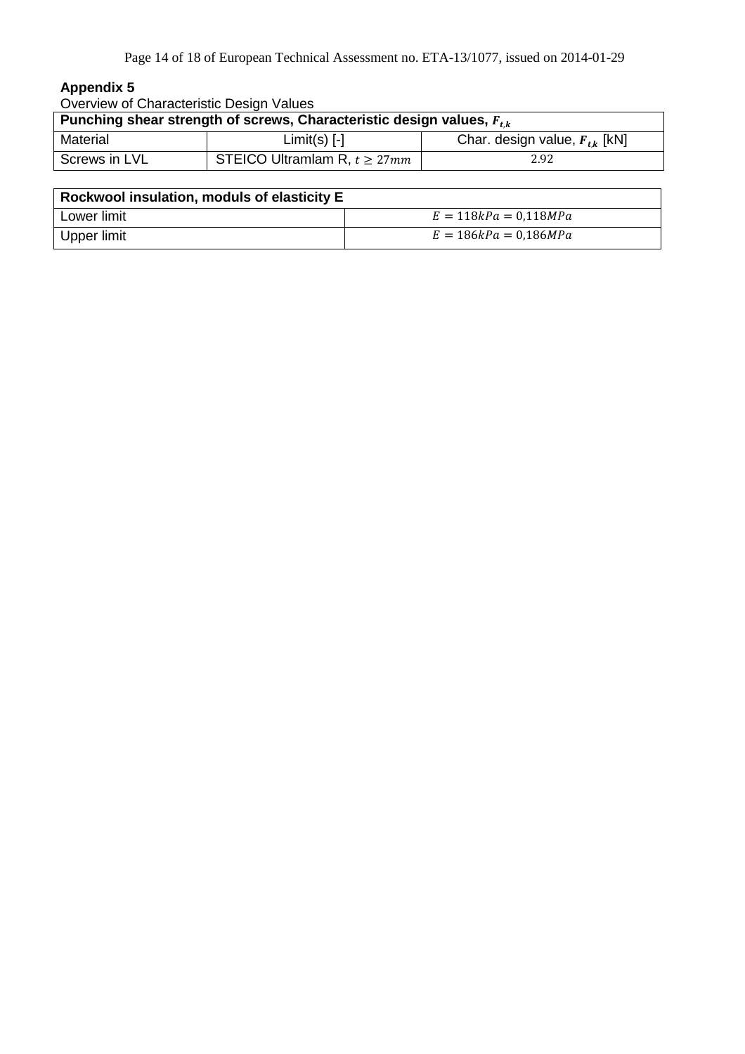**Appendix 5**

Overview of Characteristic Design Values

| **Punching shear strength of screws, Characteristic design values, $F_{t,k}$** | | |
|---|---|---|
| Material | Limit(s) [-] | Char. design value, $F_{t,k}$ [kN] |
| Screws in LVL | STEICO Ultramlam R, $t \geq 27mm$ | 2.92 |

| **Rockwool insulation, moduls of elasticity E** | |
|---|---|
| Lower limit | $E = 118kPa = 0{,}118MPa$ |
| Upper limit | $E = 186kPa = 0{,}186MPa$ |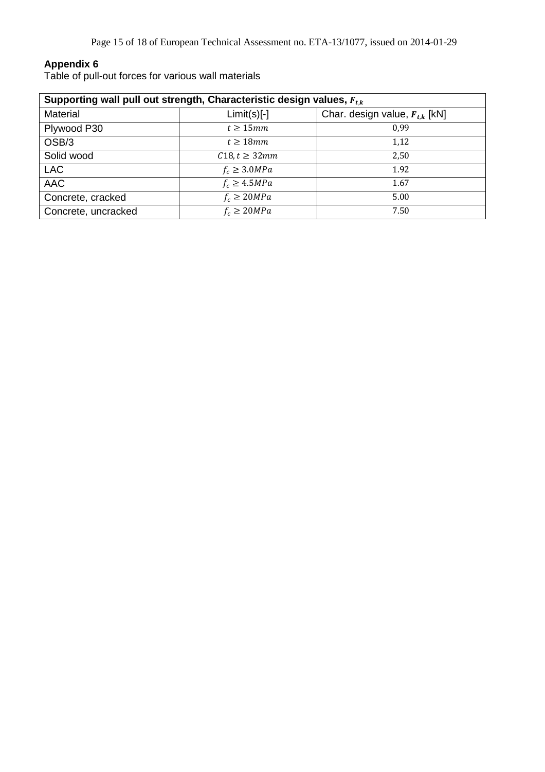**Appendix 6**

Table of pull-out forces for various wall materials

| Supporting wall pull out strength, Characteristic design values, $F_{t,k}$ | | |
|---|---|---|
| Material | Limit(s)[-] | Char. design value, $F_{t,k}$ [kN] |
| Plywood P30 | $t \geq 15mm$ | 0,99 |
| OSB/3 | $t \geq 18mm$ | 1,12 |
| Solid wood | $C18, t \geq 32mm$ | 2,50 |
| LAC | $f_c \geq 3.0MPa$ | 1.92 |
| AAC | $f_c \geq 4.5MPa$ | 1.67 |
| Concrete, cracked | $f_c \geq 20MPa$ | 5.00 |
| Concrete, uncracked | $f_c \geq 20MPa$ | 7.50 |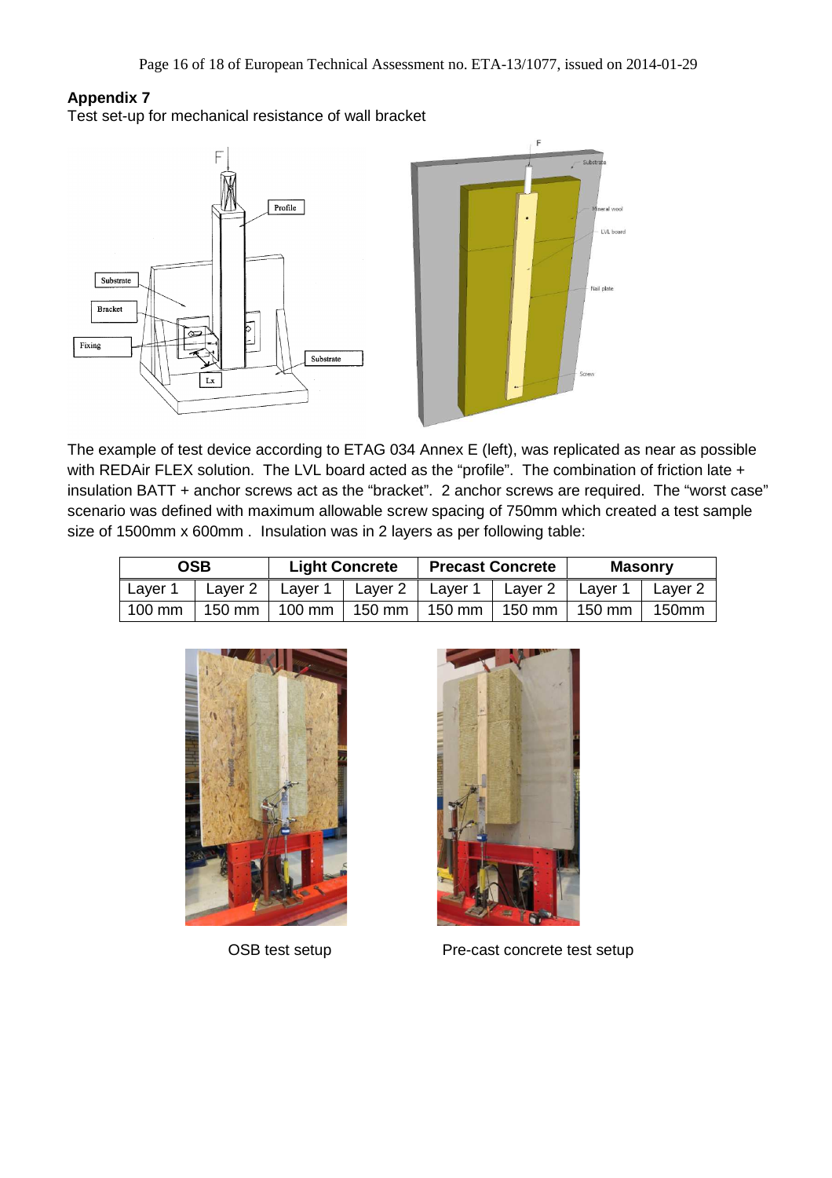**Appendix 7**

Test set-up for mechanical resistance of wall bracket

The example of test device according to ETAG 034 Annex E (left), was replicated as near as possible with REDAir FLEX solution. The LVL board acted as the "profile". The combination of friction late + insulation BATT + anchor screws act as the "bracket". 2 anchor screws are required. The "worst case" scenario was defined with maximum allowable screw spacing of 750mm which created a test sample size of 1500mm x 600mm . Insulation was in 2 layers as per following table:

| OSB | | Light Concrete | | Precast Concrete | | Masonry | |
|---|---|---|---|---|---|---|---|
| Layer 1 | Layer 2 | Layer 1 | Layer 2 | Layer 1 | Layer 2 | Layer 1 | Layer 2 |
| 100 mm | 150 mm | 100 mm | 150 mm | 150 mm | 150 mm | 150 mm | 150mm |

OSB test setup

Pre-cast concrete test setup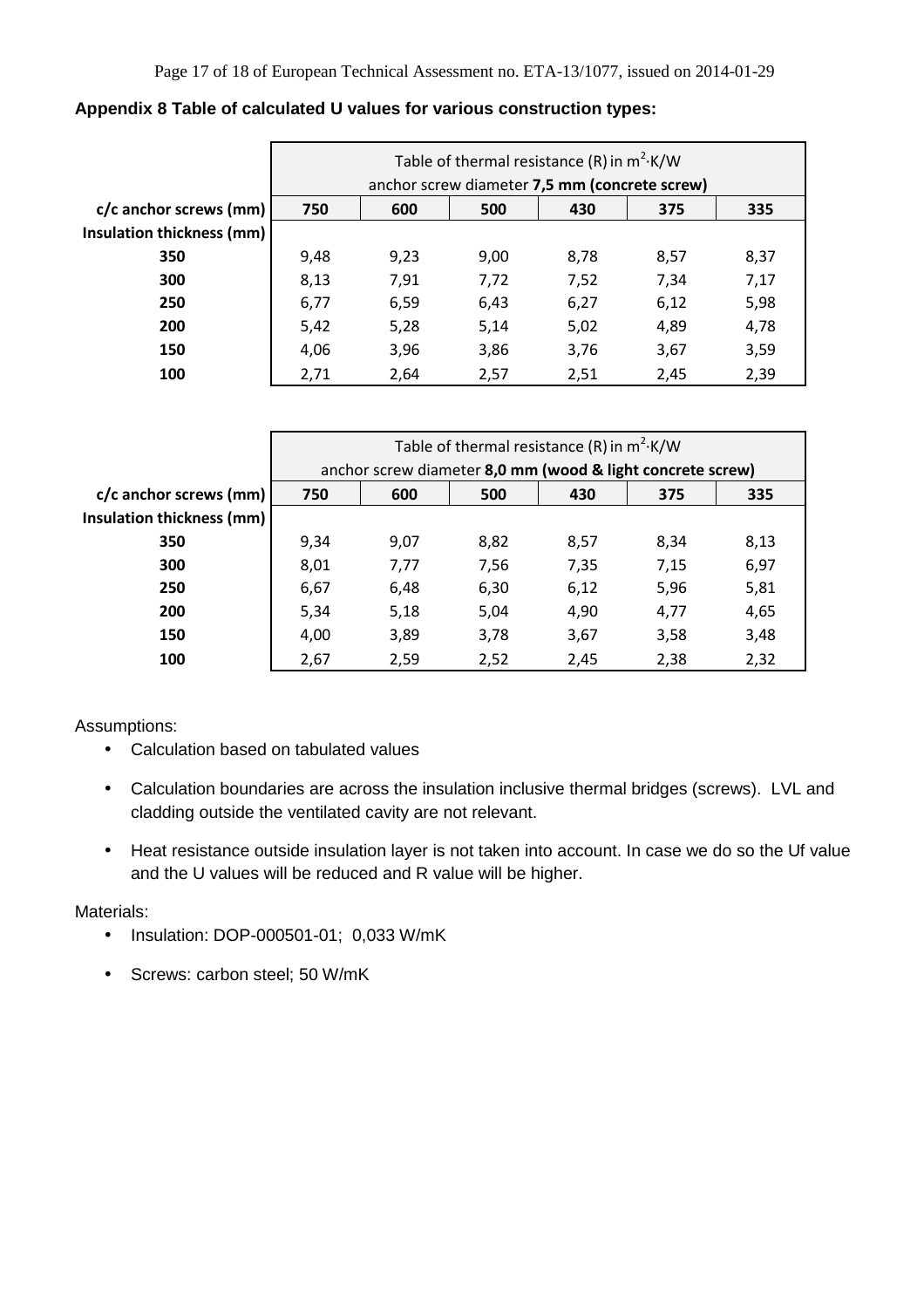**Appendix 8 Table of calculated U values for various construction types:**

| | Table of thermal resistance (R) in $m^2 \cdot K/W$ anchor screw diameter **7,5 mm (concrete screw)** | | | | | |
|---|---|---|---|---|---|---|
| **c/c anchor screws (mm)** | **750** | **600** | **500** | **430** | **375** | **335** |
| **Insulation thickness (mm)** | | | | | | |
| **350** | 9,48 | 9,23 | 9,00 | 8,78 | 8,57 | 8,37 |
| **300** | 8,13 | 7,91 | 7,72 | 7,52 | 7,34 | 7,17 |
| **250** | 6,77 | 6,59 | 6,43 | 6,27 | 6,12 | 5,98 |
| **200** | 5,42 | 5,28 | 5,14 | 5,02 | 4,89 | 4,78 |
| **150** | 4,06 | 3,96 | 3,86 | 3,76 | 3,67 | 3,59 |
| **100** | 2,71 | 2,64 | 2,57 | 2,51 | 2,45 | 2,39 |

| | Table of thermal resistance (R) in $m^2 \cdot K/W$ anchor screw diameter **8,0 mm (wood & light concrete screw)** | | | | | |
|---|---|---|---|---|---|---|
| **c/c anchor screws (mm)** | **750** | **600** | **500** | **430** | **375** | **335** |
| **Insulation thickness (mm)** | | | | | | |
| **350** | 9,34 | 9,07 | 8,82 | 8,57 | 8,34 | 8,13 |
| **300** | 8,01 | 7,77 | 7,56 | 7,35 | 7,15 | 6,97 |
| **250** | 6,67 | 6,48 | 6,30 | 6,12 | 5,96 | 5,81 |
| **200** | 5,34 | 5,18 | 5,04 | 4,90 | 4,77 | 4,65 |
| **150** | 4,00 | 3,89 | 3,78 | 3,67 | 3,58 | 3,48 |
| **100** | 2,67 | 2,59 | 2,52 | 2,45 | 2,38 | 2,32 |

Assumptions:

- Calculation based on tabulated values
- Calculation boundaries are across the insulation inclusive thermal bridges (screws). LVL and cladding outside the ventilated cavity are not relevant.
- Heat resistance outside insulation layer is not taken into account. In case we do so the Uf value and the U values will be reduced and R value will be higher.

Materials:

- Insulation: DOP-000501-01; 0,033 W/mK
- Screws: carbon steel; 50 W/mK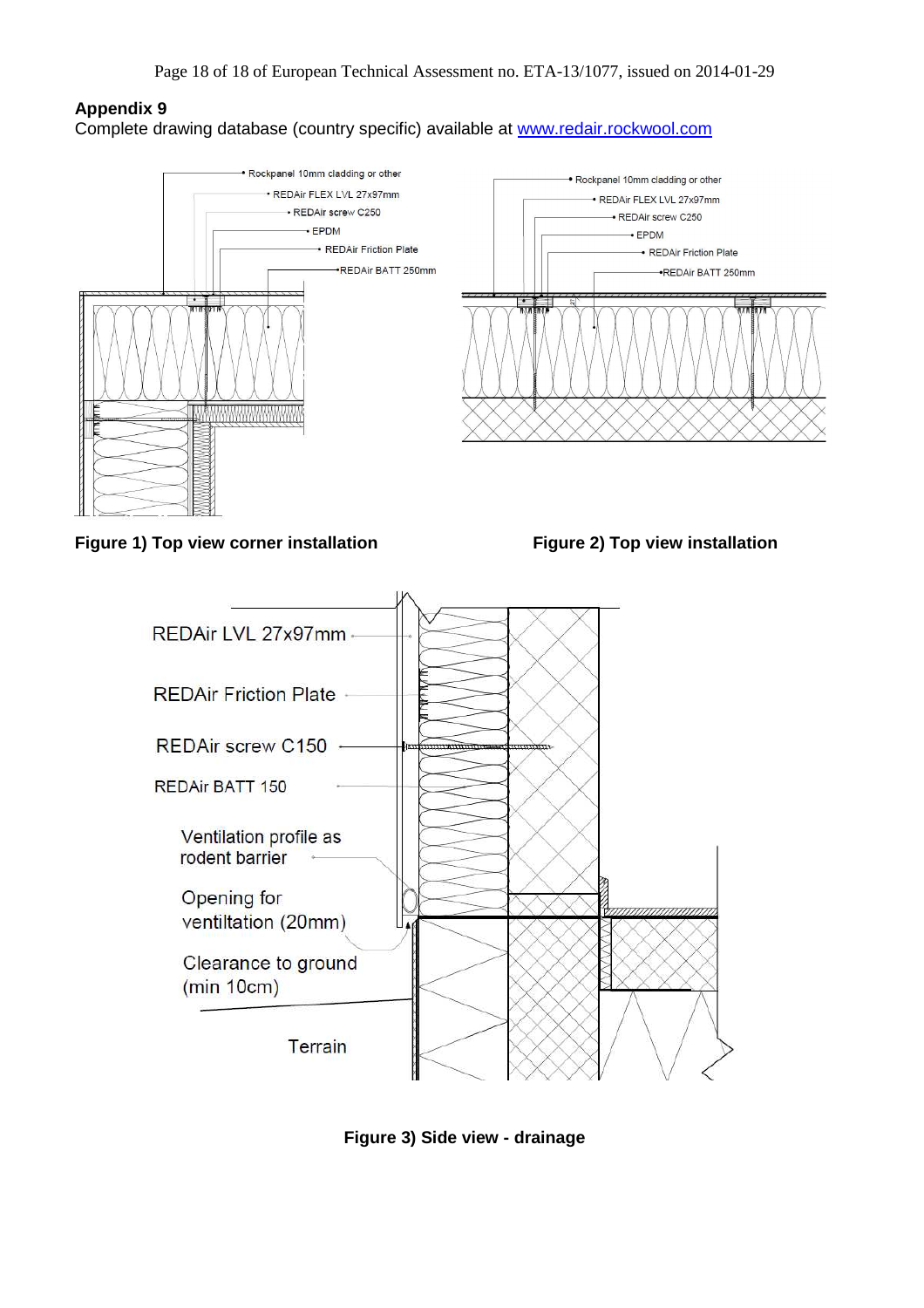## Appendix 9

Complete drawing database (country specific) available at [www.redair.rockwool.com](www.redair.rockwool.com)

Rockpanel 10mm cladding or other
REDAir FLEX LVL 27x97mm
REDAir screw C250
EPDM
REDAir Friction Plate
REDAir BATT 250mm

Rockpanel 10mm cladding or other
REDAir FLEX LVL 27x97mm
REDAir screw C250
EPDM
REDAir Friction Plate
REDAir BATT 250mm

**Figure 1) Top view corner installation**

**Figure 2) Top view installation**

REDAir LVL 27x97mm
REDAir Friction Plate
REDAir screw C150
REDAir BATT 150
Ventilation profile as rodent barrier
Opening for ventiltation (20mm)
Clearance to ground (min 10cm)
Terrain

**Figure 3) Side view - drainage**